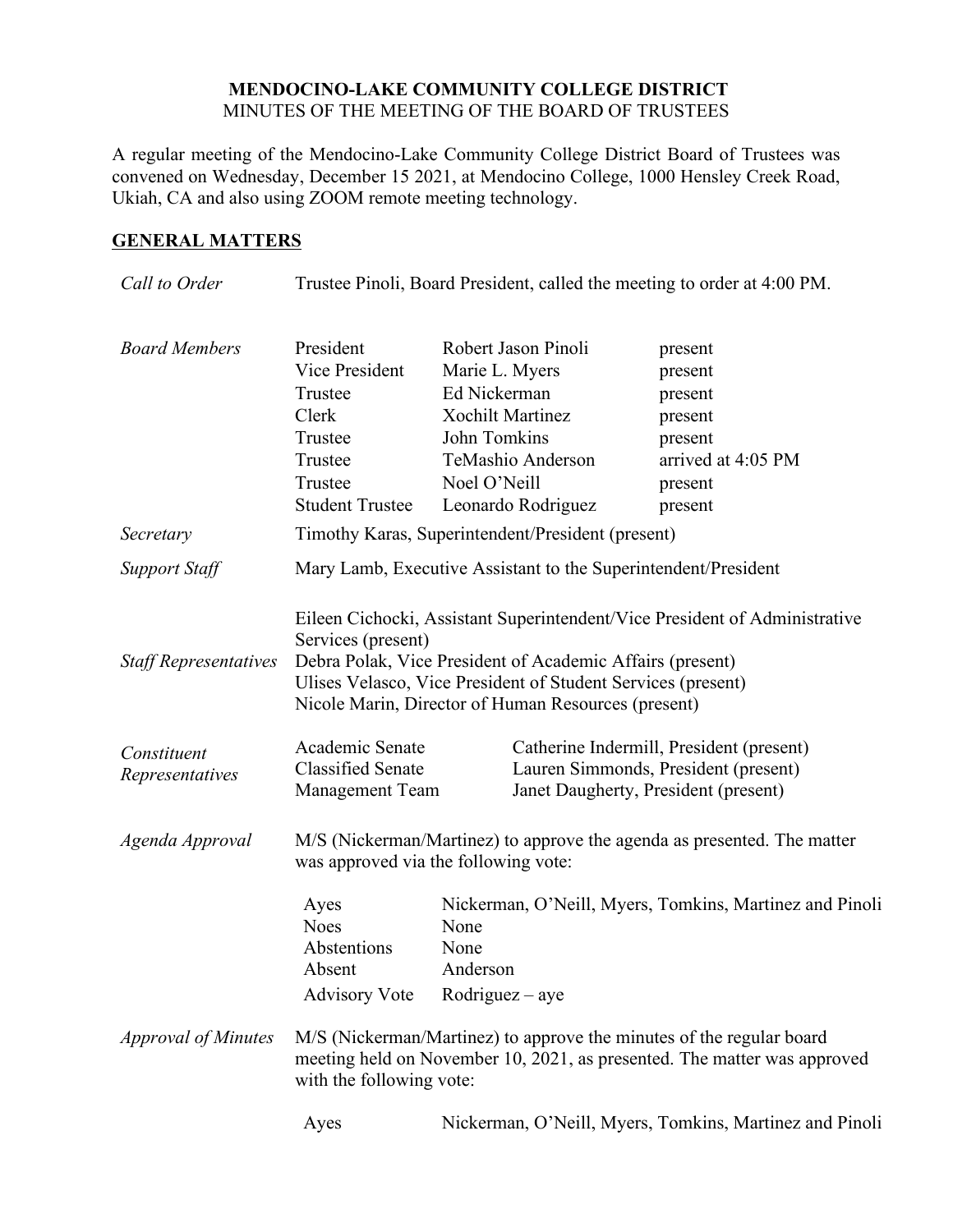**MENDOCINO-LAKE COMMUNITY COLLEGE DISTRICT**
MINUTES OF THE MEETING OF THE BOARD OF TRUSTEES

A regular meeting of the Mendocino-Lake Community College District Board of Trustees was convened on Wednesday, December 15 2021, at Mendocino College, 1000 Hensley Creek Road, Ukiah, CA and also using ZOOM remote meeting technology.

## GENERAL MATTERS

*Call to Order*

Trustee Pinoli, Board President, called the meeting to order at 4:00 PM.

*Board Members*

| | | |
|---|---|---|
| President | Robert Jason Pinoli | present |
| Vice President | Marie L. Myers | present |
| Trustee | Ed Nickerman | present |
| Clerk | Xochilt Martinez | present |
| Trustee | John Tomkins | present |
| Trustee | TeMashio Anderson | arrived at 4:05 PM |
| Trustee | Noel O'Neill | present |
| Student Trustee | Leonardo Rodriguez | present |

*Secretary*

Timothy Karas, Superintendent/President (present)

*Support Staff*

Mary Lamb, Executive Assistant to the Superintendent/President

*Staff Representatives*

Eileen Cichocki, Assistant Superintendent/Vice President of Administrative Services (present)
Debra Polak, Vice President of Academic Affairs (present)
Ulises Velasco, Vice President of Student Services (present)
Nicole Marin, Director of Human Resources (present)

*Constituent Representatives*

| | |
|---|---|
| Academic Senate | Catherine Indermill, President (present) |
| Classified Senate | Lauren Simmonds, President (present) |
| Management Team | Janet Daugherty, President (present) |

*Agenda Approval*

M/S (Nickerman/Martinez) to approve the agenda as presented. The matter was approved via the following vote:

| | |
|---|---|
| Ayes | Nickerman, O'Neill, Myers, Tomkins, Martinez and Pinoli |
| Noes | None |
| Abstentions | None |
| Absent | Anderson |
| Advisory Vote | Rodriguez – aye |

*Approval of Minutes*

M/S (Nickerman/Martinez) to approve the minutes of the regular board meeting held on November 10, 2021, as presented. The matter was approved with the following vote:

| | |
|---|---|
| Ayes | Nickerman, O'Neill, Myers, Tomkins, Martinez and Pinoli |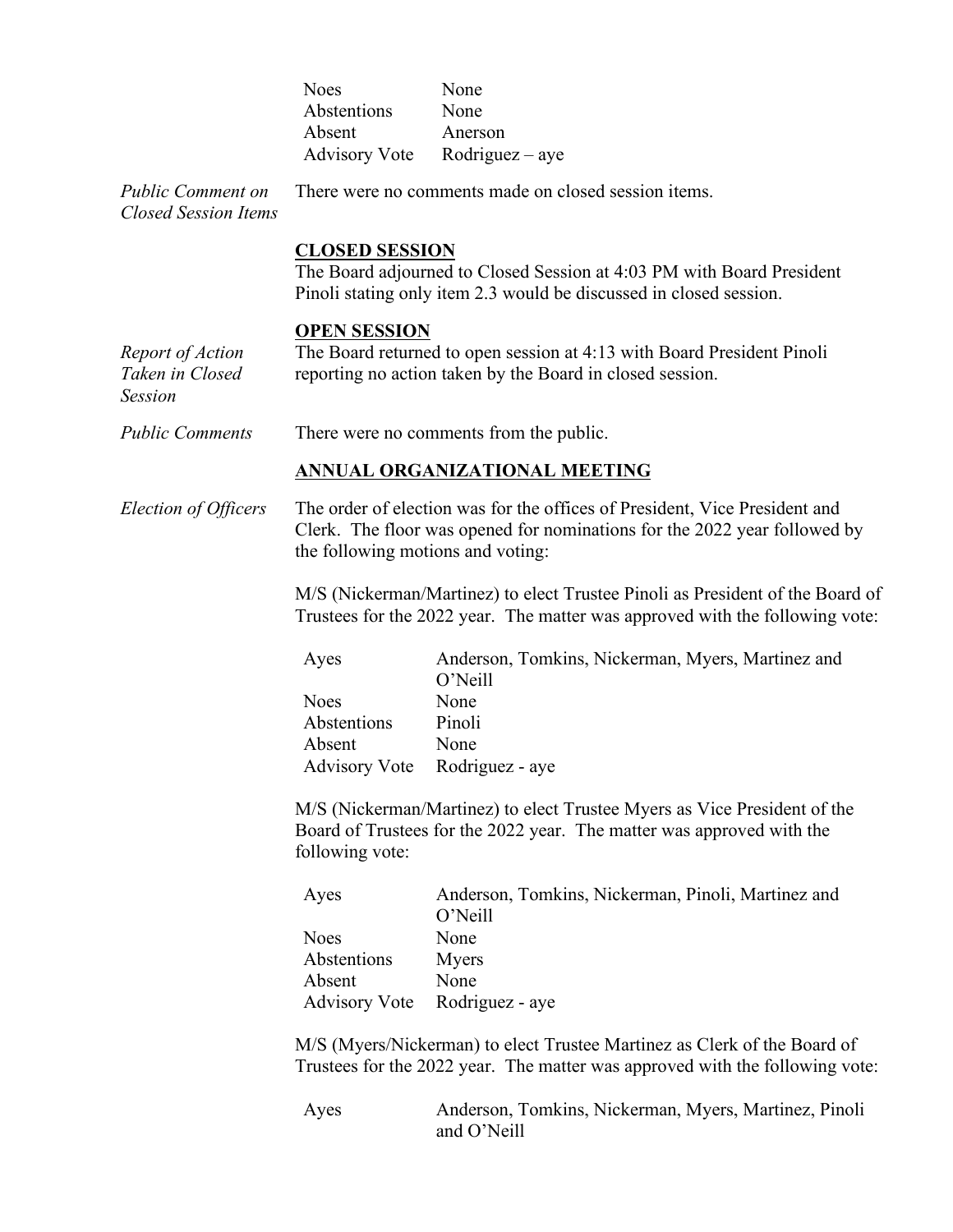| | |
|---|---|
| Noes | None |
| Abstentions | None |
| Absent | Anerson |
| Advisory Vote | Rodriguez – aye |

*Public Comment on Closed Session Items*

There were no comments made on closed session items.

**CLOSED SESSION**

The Board adjourned to Closed Session at 4:03 PM with Board President Pinoli stating only item 2.3 would be discussed in closed session.

**OPEN SESSION**

*Report of Action Taken in Closed Session*

The Board returned to open session at 4:13 with Board President Pinoli reporting no action taken by the Board in closed session.

*Public Comments*

There were no comments from the public.

**ANNUAL ORGANIZATIONAL MEETING**

*Election of Officers*

The order of election was for the offices of President, Vice President and Clerk. The floor was opened for nominations for the 2022 year followed by the following motions and voting:

M/S (Nickerman/Martinez) to elect Trustee Pinoli as President of the Board of Trustees for the 2022 year. The matter was approved with the following vote:

| | |
|---|---|
| Ayes | Anderson, Tomkins, Nickerman, Myers, Martinez and O'Neill |
| Noes | None |
| Abstentions | Pinoli |
| Absent | None |
| Advisory Vote | Rodriguez - aye |

M/S (Nickerman/Martinez) to elect Trustee Myers as Vice President of the Board of Trustees for the 2022 year. The matter was approved with the following vote:

| | |
|---|---|
| Ayes | Anderson, Tomkins, Nickerman, Pinoli, Martinez and O'Neill |
| Noes | None |
| Abstentions | Myers |
| Absent | None |
| Advisory Vote | Rodriguez - aye |

M/S (Myers/Nickerman) to elect Trustee Martinez as Clerk of the Board of Trustees for the 2022 year. The matter was approved with the following vote:

| | |
|---|---|
| Ayes | Anderson, Tomkins, Nickerman, Myers, Martinez, Pinoli and O'Neill |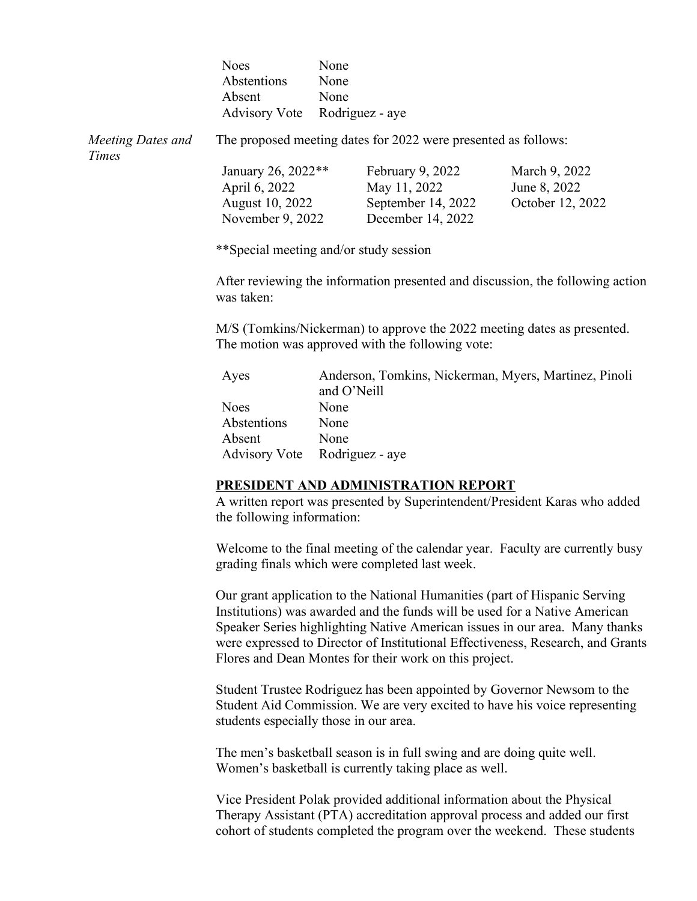| | |
|---|---|
| Noes | None |
| Abstentions | None |
| Absent | None |
| Advisory Vote | Rodriguez - aye |

*Meeting Dates and Times*

The proposed meeting dates for 2022 were presented as follows:

| | | |
|---|---|---|
| January 26, 2022** | February 9, 2022 | March 9, 2022 |
| April 6, 2022 | May 11, 2022 | June 8, 2022 |
| August 10, 2022 | September 14, 2022 | October 12, 2022 |
| November 9, 2022 | December 14, 2022 | |

**Special meeting and/or study session

After reviewing the information presented and discussion, the following action was taken:

M/S (Tomkins/Nickerman) to approve the 2022 meeting dates as presented. The motion was approved with the following vote:

| | |
|---|---|
| Ayes | Anderson, Tomkins, Nickerman, Myers, Martinez, Pinoli and O'Neill |
| Noes | None |
| Abstentions | None |
| Absent | None |
| Advisory Vote | Rodriguez - aye |

**PRESIDENT AND ADMINISTRATION REPORT**

A written report was presented by Superintendent/President Karas who added the following information:

Welcome to the final meeting of the calendar year. Faculty are currently busy grading finals which were completed last week.

Our grant application to the National Humanities (part of Hispanic Serving Institutions) was awarded and the funds will be used for a Native American Speaker Series highlighting Native American issues in our area. Many thanks were expressed to Director of Institutional Effectiveness, Research, and Grants Flores and Dean Montes for their work on this project.

Student Trustee Rodriguez has been appointed by Governor Newsom to the Student Aid Commission. We are very excited to have his voice representing students especially those in our area.

The men's basketball season is in full swing and are doing quite well. Women's basketball is currently taking place as well.

Vice President Polak provided additional information about the Physical Therapy Assistant (PTA) accreditation approval process and added our first cohort of students completed the program over the weekend. These students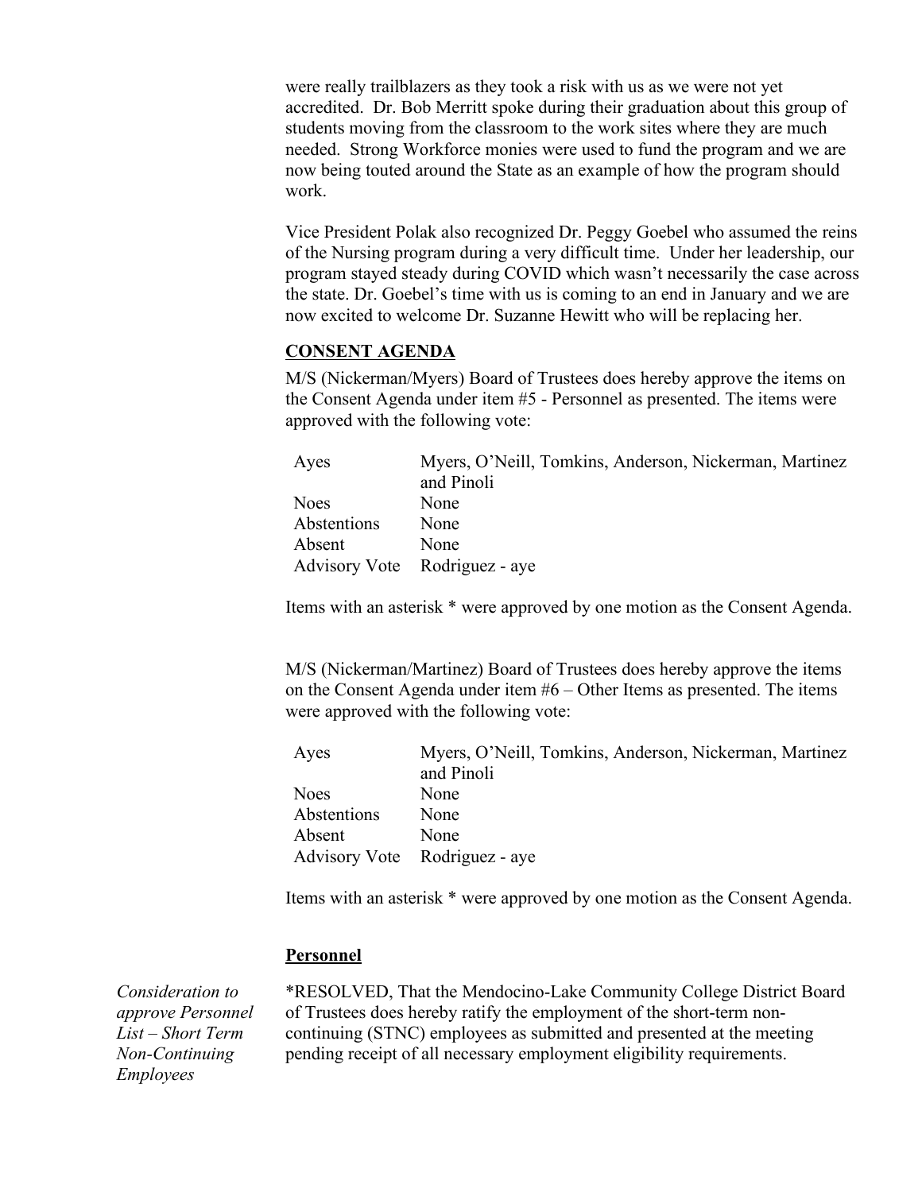were really trailblazers as they took a risk with us as we were not yet accredited. Dr. Bob Merritt spoke during their graduation about this group of students moving from the classroom to the work sites where they are much needed. Strong Workforce monies were used to fund the program and we are now being touted around the State as an example of how the program should work.

Vice President Polak also recognized Dr. Peggy Goebel who assumed the reins of the Nursing program during a very difficult time. Under her leadership, our program stayed steady during COVID which wasn't necessarily the case across the state. Dr. Goebel's time with us is coming to an end in January and we are now excited to welcome Dr. Suzanne Hewitt who will be replacing her.

**CONSENT AGENDA**

M/S (Nickerman/Myers) Board of Trustees does hereby approve the items on the Consent Agenda under item #5 - Personnel as presented. The items were approved with the following vote:

| | |
|---|---|
| Ayes | Myers, O'Neill, Tomkins, Anderson, Nickerman, Martinez and Pinoli |
| Noes | None |
| Abstentions | None |
| Absent | None |
| Advisory Vote | Rodriguez - aye |

Items with an asterisk * were approved by one motion as the Consent Agenda.

M/S (Nickerman/Martinez) Board of Trustees does hereby approve the items on the Consent Agenda under item #6 – Other Items as presented. The items were approved with the following vote:

| | |
|---|---|
| Ayes | Myers, O'Neill, Tomkins, Anderson, Nickerman, Martinez and Pinoli |
| Noes | None |
| Abstentions | None |
| Absent | None |
| Advisory Vote | Rodriguez - aye |

Items with an asterisk * were approved by one motion as the Consent Agenda.

**Personnel**

*Consideration to approve Personnel List – Short Term Non-Continuing Employees*

*RESOLVED, That the Mendocino-Lake Community College District Board of Trustees does hereby ratify the employment of the short-term non-continuing (STNC) employees as submitted and presented at the meeting pending receipt of all necessary employment eligibility requirements.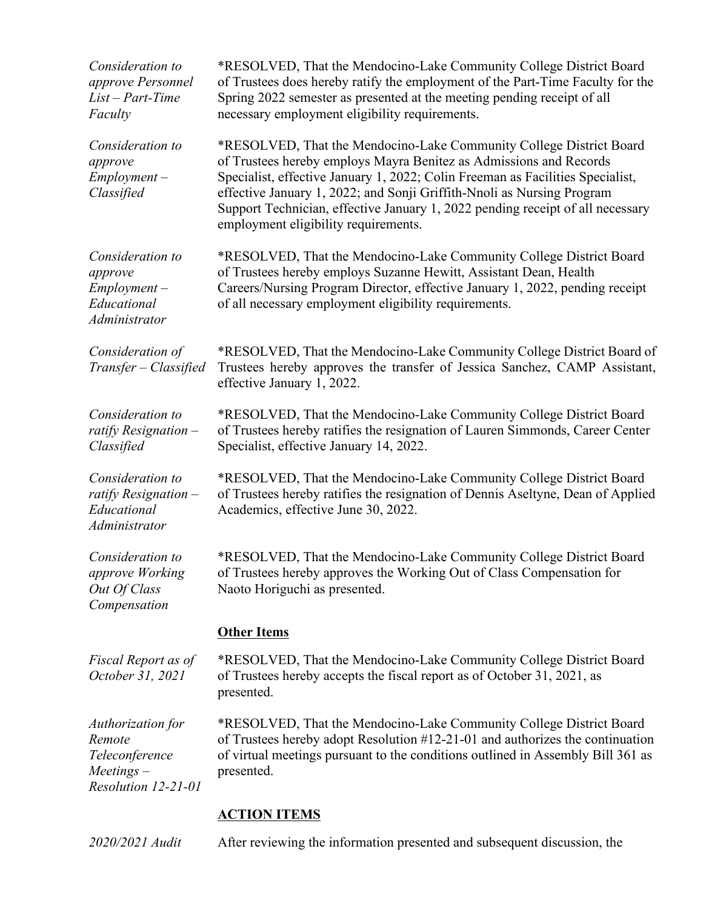*Consideration to approve Personnel List – Part-Time Faculty*

*RESOLVED, That the Mendocino-Lake Community College District Board of Trustees does hereby ratify the employment of the Part-Time Faculty for the Spring 2022 semester as presented at the meeting pending receipt of all necessary employment eligibility requirements.

*Consideration to approve Employment – Classified*

*RESOLVED, That the Mendocino-Lake Community College District Board of Trustees hereby employs Mayra Benitez as Admissions and Records Specialist, effective January 1, 2022; Colin Freeman as Facilities Specialist, effective January 1, 2022; and Sonji Griffith-Nnoli as Nursing Program Support Technician, effective January 1, 2022 pending receipt of all necessary employment eligibility requirements.

*Consideration to approve Employment – Educational Administrator*

*RESOLVED, That the Mendocino-Lake Community College District Board of Trustees hereby employs Suzanne Hewitt, Assistant Dean, Health Careers/Nursing Program Director, effective January 1, 2022, pending receipt of all necessary employment eligibility requirements.

*Consideration of Transfer – Classified*

*RESOLVED, That the Mendocino-Lake Community College District Board of Trustees hereby approves the transfer of Jessica Sanchez, CAMP Assistant, effective January 1, 2022.

*Consideration to ratify Resignation – Classified*

*RESOLVED, That the Mendocino-Lake Community College District Board of Trustees hereby ratifies the resignation of Lauren Simmonds, Career Center Specialist, effective January 14, 2022.

*Consideration to ratify Resignation – Educational Administrator*

*RESOLVED, That the Mendocino-Lake Community College District Board of Trustees hereby ratifies the resignation of Dennis Aseltyne, Dean of Applied Academics, effective June 30, 2022.

*Consideration to approve Working Out Of Class Compensation*

*RESOLVED, That the Mendocino-Lake Community College District Board of Trustees hereby approves the Working Out of Class Compensation for Naoto Horiguchi as presented.

**Other Items**

*Fiscal Report as of October 31, 2021*

*RESOLVED, That the Mendocino-Lake Community College District Board of Trustees hereby accepts the fiscal report as of October 31, 2021, as presented.

*Authorization for Remote Teleconference Meetings – Resolution 12-21-01*

*RESOLVED, That the Mendocino-Lake Community College District Board of Trustees hereby adopt Resolution #12-21-01 and authorizes the continuation of virtual meetings pursuant to the conditions outlined in Assembly Bill 361 as presented.

**ACTION ITEMS**

*2020/2021 Audit*

After reviewing the information presented and subsequent discussion, the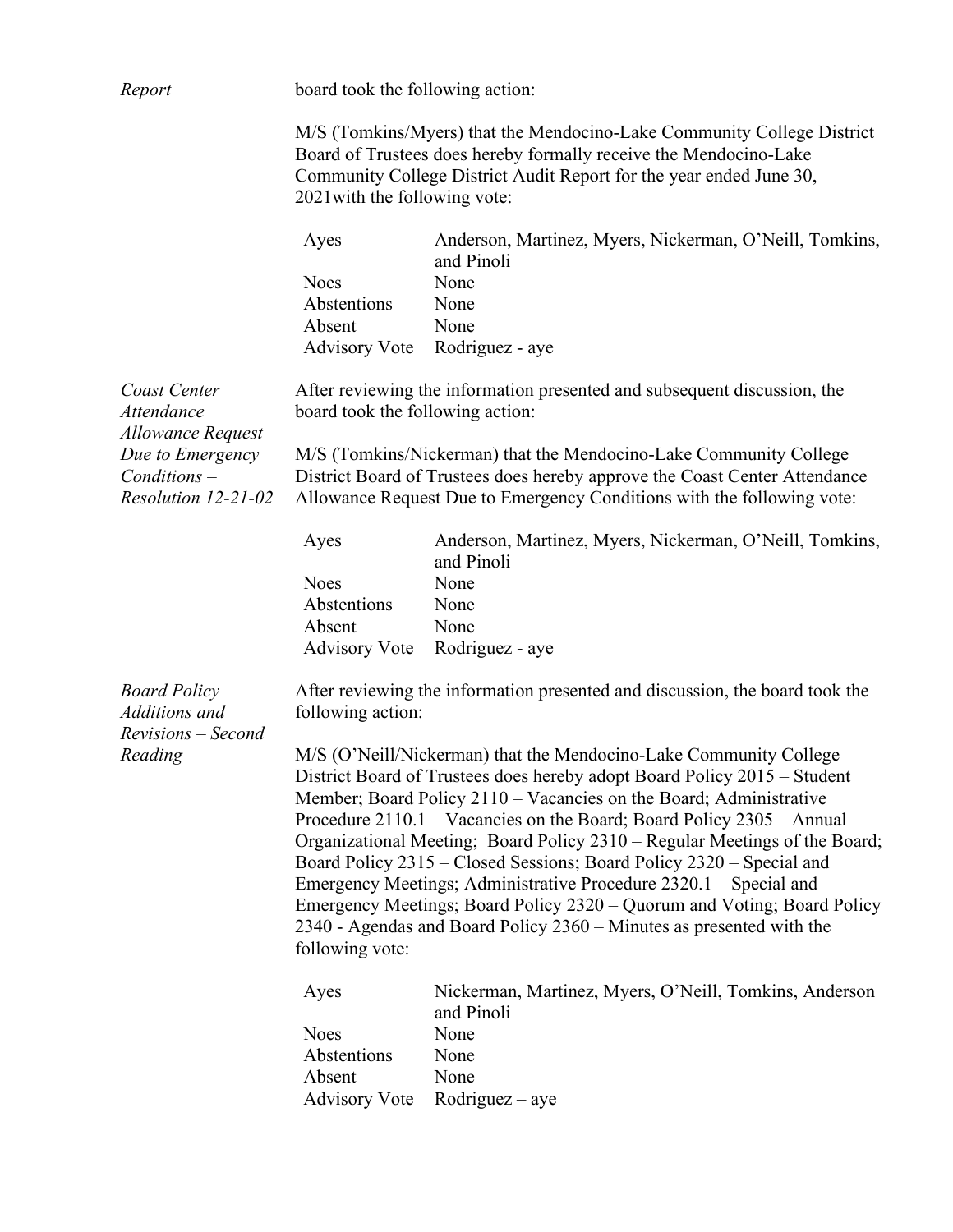*Report*

board took the following action:

M/S (Tomkins/Myers) that the Mendocino-Lake Community College District Board of Trustees does hereby formally receive the Mendocino-Lake Community College District Audit Report for the year ended June 30, 2021with the following vote:

| | |
|---|---|
| Ayes | Anderson, Martinez, Myers, Nickerman, O'Neill, Tomkins, and Pinoli |
| Noes | None |
| Abstentions | None |
| Absent | None |
| Advisory Vote | Rodriguez - aye |

*Coast Center Attendance Allowance Request Due to Emergency Conditions – Resolution 12-21-02*

After reviewing the information presented and subsequent discussion, the board took the following action:

M/S (Tomkins/Nickerman) that the Mendocino-Lake Community College District Board of Trustees does hereby approve the Coast Center Attendance Allowance Request Due to Emergency Conditions with the following vote:

| | |
|---|---|
| Ayes | Anderson, Martinez, Myers, Nickerman, O'Neill, Tomkins, and Pinoli |
| Noes | None |
| Abstentions | None |
| Absent | None |
| Advisory Vote | Rodriguez - aye |

*Board Policy Additions and Revisions – Second Reading*

After reviewing the information presented and discussion, the board took the following action:

M/S (O'Neill/Nickerman) that the Mendocino-Lake Community College District Board of Trustees does hereby adopt Board Policy 2015 – Student Member; Board Policy 2110 – Vacancies on the Board; Administrative Procedure 2110.1 – Vacancies on the Board; Board Policy 2305 – Annual Organizational Meeting; Board Policy 2310 – Regular Meetings of the Board; Board Policy 2315 – Closed Sessions; Board Policy 2320 – Special and Emergency Meetings; Administrative Procedure 2320.1 – Special and Emergency Meetings; Board Policy 2320 – Quorum and Voting; Board Policy 2340 - Agendas and Board Policy 2360 – Minutes as presented with the following vote:

| | |
|---|---|
| Ayes | Nickerman, Martinez, Myers, O'Neill, Tomkins, Anderson and Pinoli |
| Noes | None |
| Abstentions | None |
| Absent | None |
| Advisory Vote | Rodriguez – aye |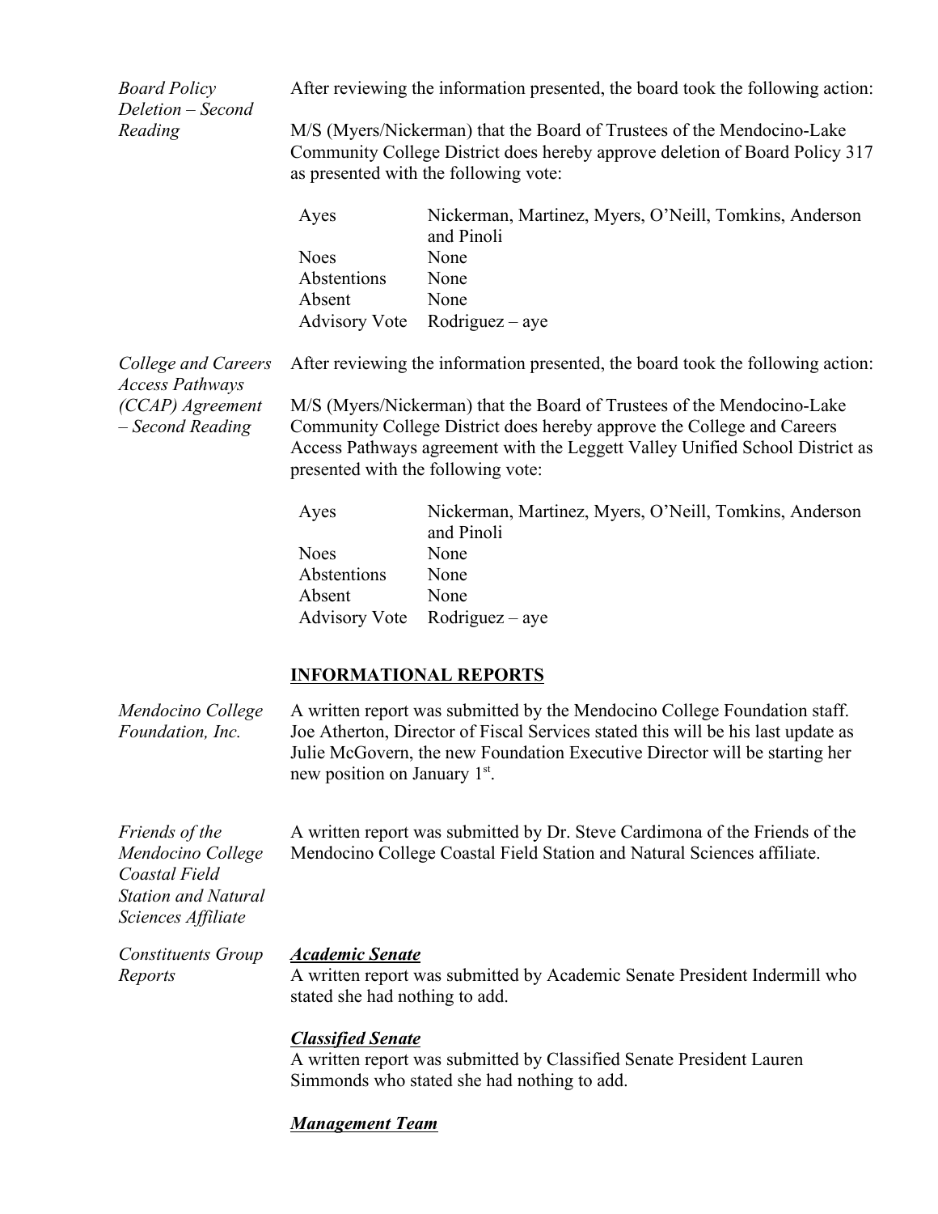*Board Policy Deletion – Second Reading*

After reviewing the information presented, the board took the following action:

M/S (Myers/Nickerman) that the Board of Trustees of the Mendocino-Lake Community College District does hereby approve deletion of Board Policy 317 as presented with the following vote:

| | |
|---|---|
| Ayes | Nickerman, Martinez, Myers, O'Neill, Tomkins, Anderson and Pinoli |
| Noes | None |
| Abstentions | None |
| Absent | None |
| Advisory Vote | Rodriguez – aye |

*College and Careers Access Pathways (CCAP) Agreement – Second Reading*

After reviewing the information presented, the board took the following action:

M/S (Myers/Nickerman) that the Board of Trustees of the Mendocino-Lake Community College District does hereby approve the College and Careers Access Pathways agreement with the Leggett Valley Unified School District as presented with the following vote:

| | |
|---|---|
| Ayes | Nickerman, Martinez, Myers, O'Neill, Tomkins, Anderson and Pinoli |
| Noes | None |
| Abstentions | None |
| Absent | None |
| Advisory Vote | Rodriguez – aye |

## INFORMATIONAL REPORTS

*Mendocino College Foundation, Inc.*

A written report was submitted by the Mendocino College Foundation staff. Joe Atherton, Director of Fiscal Services stated this will be his last update as Julie McGovern, the new Foundation Executive Director will be starting her new position on January 1st.

*Friends of the Mendocino College Coastal Field Station and Natural Sciences Affiliate*

A written report was submitted by Dr. Steve Cardimona of the Friends of the Mendocino College Coastal Field Station and Natural Sciences affiliate.

*Constituents Group Reports*

***Academic Senate***

A written report was submitted by Academic Senate President Indermill who stated she had nothing to add.

***Classified Senate***

A written report was submitted by Classified Senate President Lauren Simmonds who stated she had nothing to add.

***Management Team***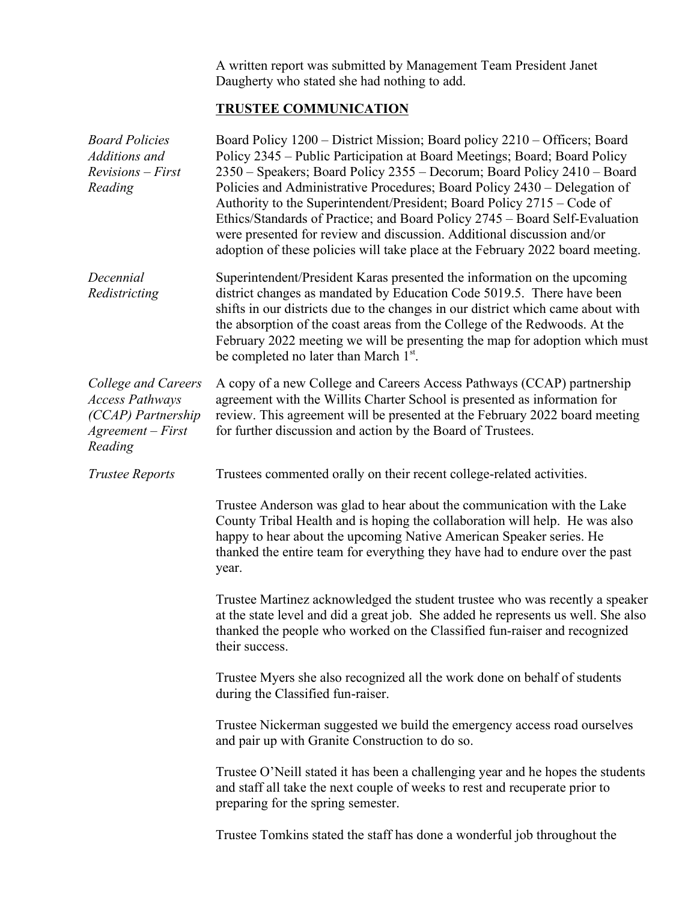A written report was submitted by Management Team President Janet Daugherty who stated she had nothing to add.

## TRUSTEE COMMUNICATION

*Board Policies Additions and Revisions – First Reading*

Board Policy 1200 – District Mission; Board policy 2210 – Officers; Board Policy 2345 – Public Participation at Board Meetings; Board; Board Policy 2350 – Speakers; Board Policy 2355 – Decorum; Board Policy 2410 – Board Policies and Administrative Procedures; Board Policy 2430 – Delegation of Authority to the Superintendent/President; Board Policy 2715 – Code of Ethics/Standards of Practice; and Board Policy 2745 – Board Self-Evaluation were presented for review and discussion. Additional discussion and/or adoption of these policies will take place at the February 2022 board meeting.

*Decennial Redistricting*

Superintendent/President Karas presented the information on the upcoming district changes as mandated by Education Code 5019.5. There have been shifts in our districts due to the changes in our district which came about with the absorption of the coast areas from the College of the Redwoods. At the February 2022 meeting we will be presenting the map for adoption which must be completed no later than March 1st.

*College and Careers Access Pathways (CCAP) Partnership Agreement – First Reading*

A copy of a new College and Careers Access Pathways (CCAP) partnership agreement with the Willits Charter School is presented as information for review. This agreement will be presented at the February 2022 board meeting for further discussion and action by the Board of Trustees.

*Trustee Reports*

Trustees commented orally on their recent college-related activities.

Trustee Anderson was glad to hear about the communication with the Lake County Tribal Health and is hoping the collaboration will help. He was also happy to hear about the upcoming Native American Speaker series. He thanked the entire team for everything they have had to endure over the past year.

Trustee Martinez acknowledged the student trustee who was recently a speaker at the state level and did a great job. She added he represents us well. She also thanked the people who worked on the Classified fun-raiser and recognized their success.

Trustee Myers she also recognized all the work done on behalf of students during the Classified fun-raiser.

Trustee Nickerman suggested we build the emergency access road ourselves and pair up with Granite Construction to do so.

Trustee O'Neill stated it has been a challenging year and he hopes the students and staff all take the next couple of weeks to rest and recuperate prior to preparing for the spring semester.

Trustee Tomkins stated the staff has done a wonderful job throughout the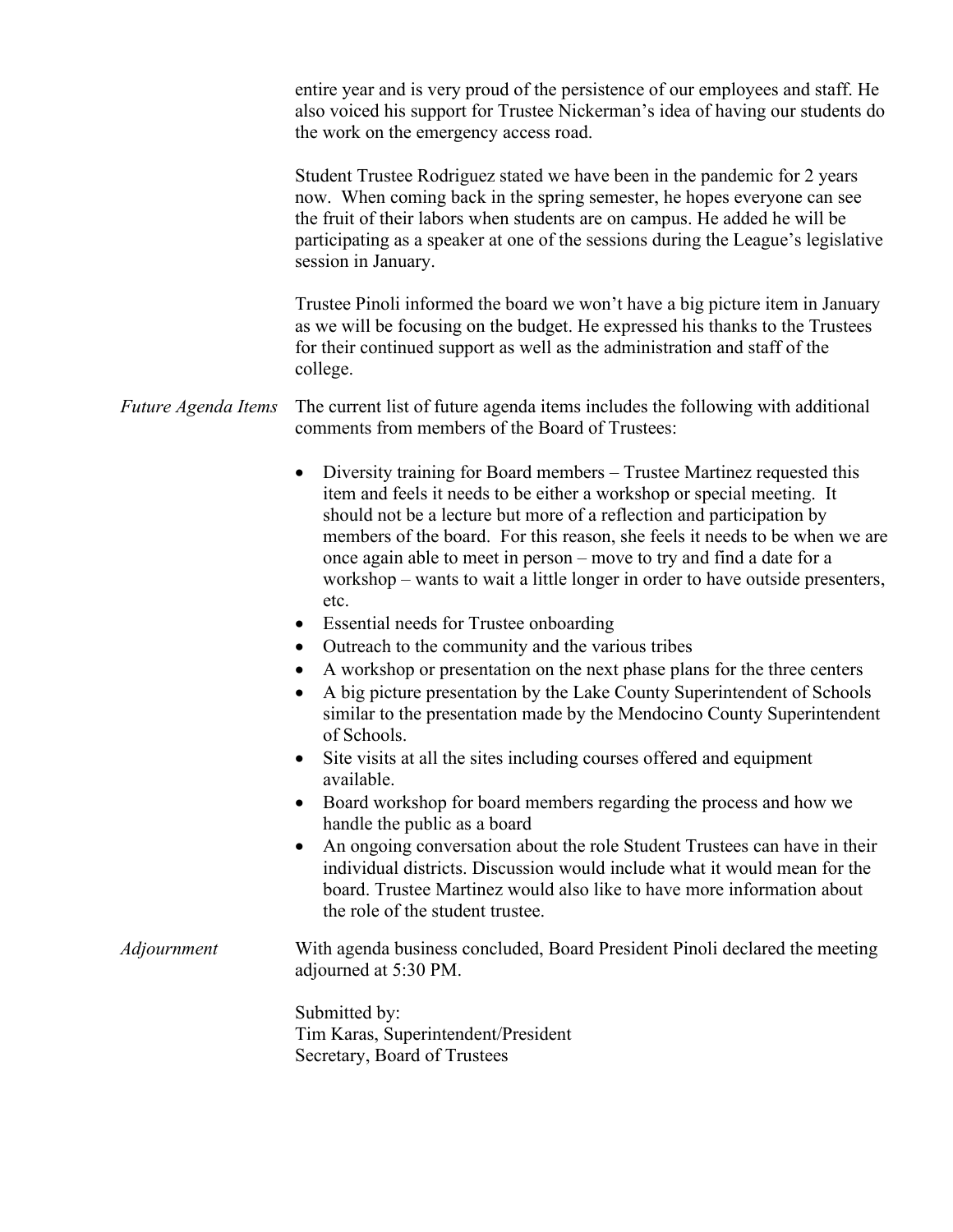entire year and is very proud of the persistence of our employees and staff. He also voiced his support for Trustee Nickerman's idea of having our students do the work on the emergency access road.

Student Trustee Rodriguez stated we have been in the pandemic for 2 years now. When coming back in the spring semester, he hopes everyone can see the fruit of their labors when students are on campus. He added he will be participating as a speaker at one of the sessions during the League's legislative session in January.

Trustee Pinoli informed the board we won't have a big picture item in January as we will be focusing on the budget. He expressed his thanks to the Trustees for their continued support as well as the administration and staff of the college.

*Future Agenda Items*

The current list of future agenda items includes the following with additional comments from members of the Board of Trustees:

- Diversity training for Board members – Trustee Martinez requested this item and feels it needs to be either a workshop or special meeting. It should not be a lecture but more of a reflection and participation by members of the board. For this reason, she feels it needs to be when we are once again able to meet in person – move to try and find a date for a workshop – wants to wait a little longer in order to have outside presenters, etc.
- Essential needs for Trustee onboarding
- Outreach to the community and the various tribes
- A workshop or presentation on the next phase plans for the three centers
- A big picture presentation by the Lake County Superintendent of Schools similar to the presentation made by the Mendocino County Superintendent of Schools.
- Site visits at all the sites including courses offered and equipment available.
- Board workshop for board members regarding the process and how we handle the public as a board
- An ongoing conversation about the role Student Trustees can have in their individual districts. Discussion would include what it would mean for the board. Trustee Martinez would also like to have more information about the role of the student trustee.

*Adjournment*

With agenda business concluded, Board President Pinoli declared the meeting adjourned at 5:30 PM.

Submitted by:
Tim Karas, Superintendent/President
Secretary, Board of Trustees